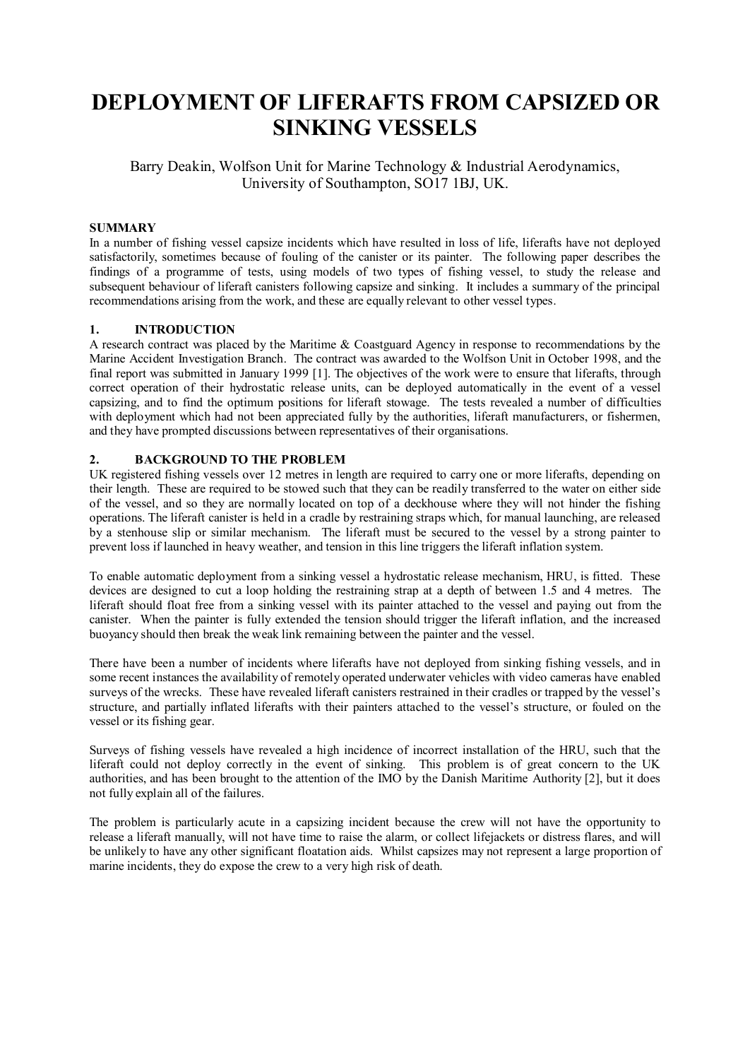# DEPLOYMENT OF LIFERAFTS FROM CAPSIZED OR SINKING VESSELS

Barry Deakin, Wolfson Unit for Marine Technology & Industrial Aerodynamics, University of Southampton, SO17 1BJ, UK.

## SUMMARY

In a number of fishing vessel capsize incidents which have resulted in loss of life, liferafts have not deployed satisfactorily, sometimes because of fouling of the canister or its painter. The following paper describes the findings of a programme of tests, using models of two types of fishing vessel, to study the release and subsequent behaviour of liferaft canisters following capsize and sinking. It includes a summary of the principal recommendations arising from the work, and these are equally relevant to other vessel types.

## 1. INTRODUCTION

A research contract was placed by the Maritime & Coastguard Agency in response to recommendations by the Marine Accident Investigation Branch. The contract was awarded to the Wolfson Unit in October 1998, and the final report was submitted in January 1999 [1]. The objectives of the work were to ensure that liferafts, through correct operation of their hydrostatic release units, can be deployed automatically in the event of a vessel capsizing, and to find the optimum positions for liferaft stowage. The tests revealed a number of difficulties with deployment which had not been appreciated fully by the authorities, liferaft manufacturers, or fishermen, and they have prompted discussions between representatives of their organisations.

## 2. BACKGROUND TO THE PROBLEM

UK registered fishing vessels over 12 metres in length are required to carry one or more liferafts, depending on their length. These are required to be stowed such that they can be readily transferred to the water on either side of the vessel, and so they are normally located on top of a deckhouse where they will not hinder the fishing operations. The liferaft canister is held in a cradle by restraining straps which, for manual launching, are released by a stenhouse slip or similar mechanism. The liferaft must be secured to the vessel by a strong painter to prevent loss if launched in heavy weather, and tension in this line triggers the liferaft inflation system.

To enable automatic deployment from a sinking vessel a hydrostatic release mechanism, HRU, is fitted. These devices are designed to cut a loop holding the restraining strap at a depth of between 1.5 and 4 metres. The liferaft should float free from a sinking vessel with its painter attached to the vessel and paying out from the canister. When the painter is fully extended the tension should trigger the liferaft inflation, and the increased buoyancy should then break the weak link remaining between the painter and the vessel.

There have been a number of incidents where liferafts have not deployed from sinking fishing vessels, and in some recent instances the availability of remotely operated underwater vehicles with video cameras have enabled surveys of the wrecks. These have revealed liferaft canisters restrained in their cradles or trapped by the vessel's structure, and partially inflated liferafts with their painters attached to the vessel's structure, or fouled on the vessel or its fishing gear.

Surveys of fishing vessels have revealed a high incidence of incorrect installation of the HRU, such that the liferaft could not deploy correctly in the event of sinking. This problem is of great concern to the UK authorities, and has been brought to the attention of the IMO by the Danish Maritime Authority [2], but it does not fully explain all of the failures.

The problem is particularly acute in a capsizing incident because the crew will not have the opportunity to release a liferaft manually, will not have time to raise the alarm, or collect lifejackets or distress flares, and will be unlikely to have any other significant floatation aids. Whilst capsizes may not represent a large proportion of marine incidents, they do expose the crew to a very high risk of death.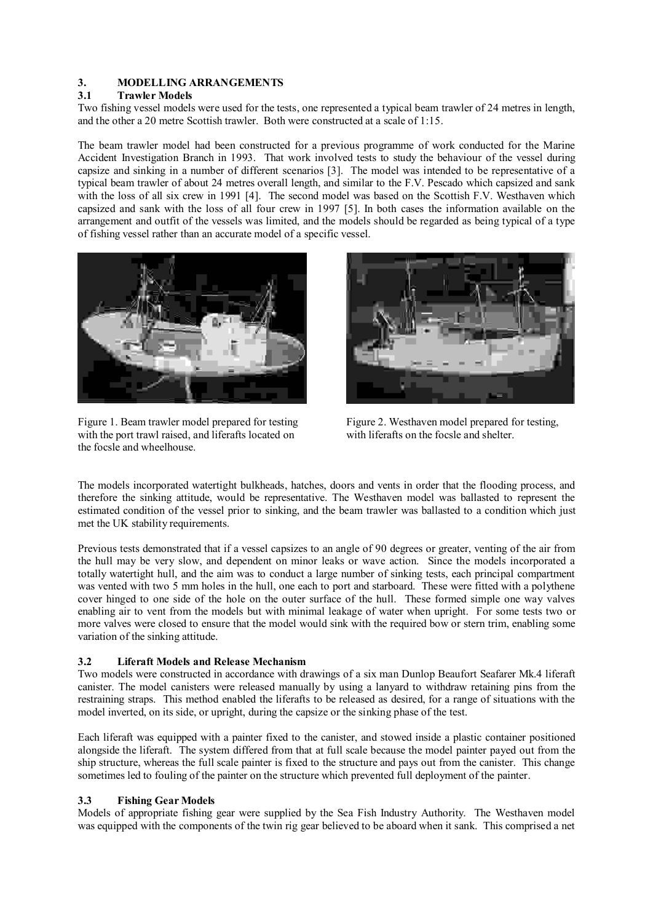## 3. MODELLING ARRANGEMENTS

### 3.1 Trawler Models

Two fishing vessel models were used for the tests, one represented a typical beam trawler of 24 metres in length, and the other a 20 metre Scottish trawler. Both were constructed at a scale of 1:15.

The beam trawler model had been constructed for a previous programme of work conducted for the Marine Accident Investigation Branch in 1993. That work involved tests to study the behaviour of the vessel during capsize and sinking in a number of different scenarios [3]. The model was intended to be representative of a typical beam trawler of about 24 metres overall length, and similar to the F.V. Pescado which capsized and sank with the loss of all six crew in 1991 [4]. The second model was based on the Scottish F.V. Westhaven which capsized and sank with the loss of all four crew in 1997 [5]. In both cases the information available on the arrangement and outfit of the vessels was limited, and the models should be regarded as being typical of a type of fishing vessel rather than an accurate model of a specific vessel.

Figure 1. Beam trawler model prepared for testing with the port trawl raised, and liferafts located on the focsle and wheelhouse.

Figure 2. Westhaven model prepared for testing, with liferafts on the focsle and shelter.

The models incorporated watertight bulkheads, hatches, doors and vents in order that the flooding process, and therefore the sinking attitude, would be representative. The Westhaven model was ballasted to represent the estimated condition of the vessel prior to sinking, and the beam trawler was ballasted to a condition which just met the UK stability requirements.

Previous tests demonstrated that if a vessel capsizes to an angle of 90 degrees or greater, venting of the air from the hull may be very slow, and dependent on minor leaks or wave action. Since the models incorporated a totally watertight hull, and the aim was to conduct a large number of sinking tests, each principal compartment was vented with two 5 mm holes in the hull, one each to port and starboard. These were fitted with a polythene cover hinged to one side of the hole on the outer surface of the hull. These formed simple one way valves enabling air to vent from the models but with minimal leakage of water when upright. For some tests two or more valves were closed to ensure that the model would sink with the required bow or stern trim, enabling some variation of the sinking attitude.

### 3.2 Liferaft Models and Release Mechanism

Two models were constructed in accordance with drawings of a six man Dunlop Beaufort Seafarer Mk.4 liferaft canister. The model canisters were released manually by using a lanyard to withdraw retaining pins from the restraining straps. This method enabled the liferafts to be released as desired, for a range of situations with the model inverted, on its side, or upright, during the capsize or the sinking phase of the test.

Each liferaft was equipped with a painter fixed to the canister, and stowed inside a plastic container positioned alongside the liferaft. The system differed from that at full scale because the model painter payed out from the ship structure, whereas the full scale painter is fixed to the structure and pays out from the canister. This change sometimes led to fouling of the painter on the structure which prevented full deployment of the painter.

### 3.3 Fishing Gear Models

Models of appropriate fishing gear were supplied by the Sea Fish Industry Authority. The Westhaven model was equipped with the components of the twin rig gear believed to be aboard when it sank. This comprised a net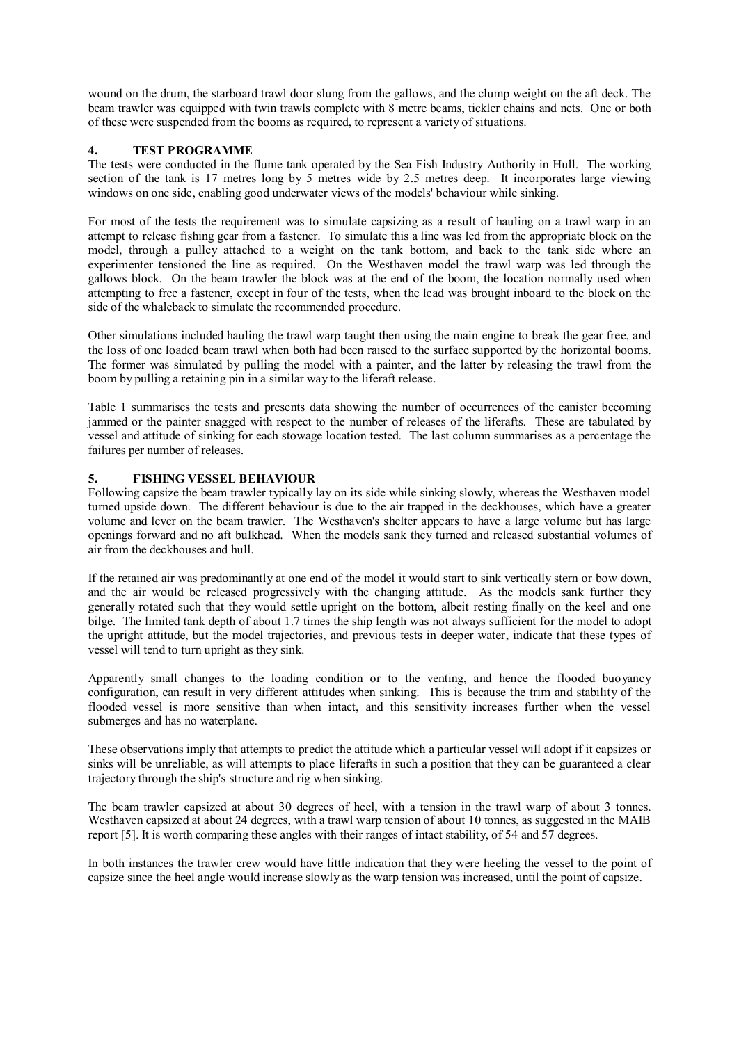wound on the drum, the starboard trawl door slung from the gallows, and the clump weight on the aft deck. The beam trawler was equipped with twin trawls complete with 8 metre beams, tickler chains and nets. One or both of these were suspended from the booms as required, to represent a variety of situations.

## 4. TEST PROGRAMME

The tests were conducted in the flume tank operated by the Sea Fish Industry Authority in Hull. The working section of the tank is 17 metres long by 5 metres wide by 2.5 metres deep. It incorporates large viewing windows on one side, enabling good underwater views of the models' behaviour while sinking.

For most of the tests the requirement was to simulate capsizing as a result of hauling on a trawl warp in an attempt to release fishing gear from a fastener. To simulate this a line was led from the appropriate block on the model, through a pulley attached to a weight on the tank bottom, and back to the tank side where an experimenter tensioned the line as required. On the Westhaven model the trawl warp was led through the gallows block. On the beam trawler the block was at the end of the boom, the location normally used when attempting to free a fastener, except in four of the tests, when the lead was brought inboard to the block on the side of the whaleback to simulate the recommended procedure.

Other simulations included hauling the trawl warp taught then using the main engine to break the gear free, and the loss of one loaded beam trawl when both had been raised to the surface supported by the horizontal booms. The former was simulated by pulling the model with a painter, and the latter by releasing the trawl from the boom by pulling a retaining pin in a similar way to the liferaft release.

Table 1 summarises the tests and presents data showing the number of occurrences of the canister becoming jammed or the painter snagged with respect to the number of releases of the liferafts. These are tabulated by vessel and attitude of sinking for each stowage location tested. The last column summarises as a percentage the failures per number of releases.

## 5. FISHING VESSEL BEHAVIOUR

Following capsize the beam trawler typically lay on its side while sinking slowly, whereas the Westhaven model turned upside down. The different behaviour is due to the air trapped in the deckhouses, which have a greater volume and lever on the beam trawler. The Westhaven's shelter appears to have a large volume but has large openings forward and no aft bulkhead. When the models sank they turned and released substantial volumes of air from the deckhouses and hull.

If the retained air was predominantly at one end of the model it would start to sink vertically stern or bow down, and the air would be released progressively with the changing attitude. As the models sank further they generally rotated such that they would settle upright on the bottom, albeit resting finally on the keel and one bilge. The limited tank depth of about 1.7 times the ship length was not always sufficient for the model to adopt the upright attitude, but the model trajectories, and previous tests in deeper water, indicate that these types of vessel will tend to turn upright as they sink.

Apparently small changes to the loading condition or to the venting, and hence the flooded buoyancy configuration, can result in very different attitudes when sinking. This is because the trim and stability of the flooded vessel is more sensitive than when intact, and this sensitivity increases further when the vessel submerges and has no waterplane.

These observations imply that attempts to predict the attitude which a particular vessel will adopt if it capsizes or sinks will be unreliable, as will attempts to place liferafts in such a position that they can be guaranteed a clear trajectory through the ship's structure and rig when sinking.

The beam trawler capsized at about 30 degrees of heel, with a tension in the trawl warp of about 3 tonnes. Westhaven capsized at about 24 degrees, with a trawl warp tension of about 10 tonnes, as suggested in the MAIB report [5]. It is worth comparing these angles with their ranges of intact stability, of 54 and 57 degrees.

In both instances the trawler crew would have little indication that they were heeling the vessel to the point of capsize since the heel angle would increase slowly as the warp tension was increased, until the point of capsize.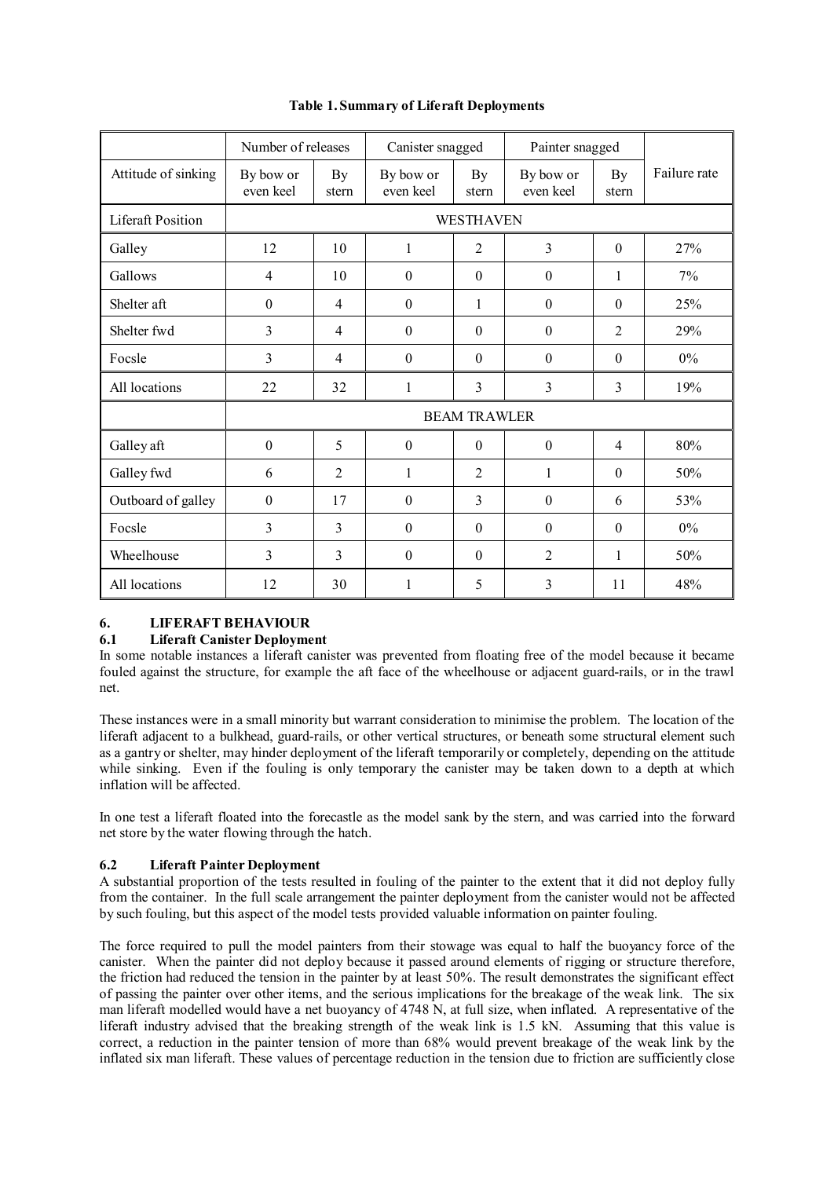**Table 1. Summary of Liferaft Deployments**

| | Number of releases | | Canister snagged | | Painter snagged | | |
|---|---|---|---|---|---|---|---|
| Attitude of sinking | By bow or even keel | By stern | By bow or even keel | By stern | By bow or even keel | By stern | Failure rate |
| Liferaft Position | WESTHAVEN | | | | | | |
| Galley | 12 | 10 | 1 | 2 | 3 | 0 | 27% |
| Gallows | 4 | 10 | 0 | 0 | 0 | 1 | 7% |
| Shelter aft | 0 | 4 | 0 | 1 | 0 | 0 | 25% |
| Shelter fwd | 3 | 4 | 0 | 0 | 0 | 2 | 29% |
| Focsle | 3 | 4 | 0 | 0 | 0 | 0 | 0% |
| All locations | 22 | 32 | 1 | 3 | 3 | 3 | 19% |
| | BEAM TRAWLER | | | | | | |
| Galley aft | 0 | 5 | 0 | 0 | 0 | 4 | 80% |
| Galley fwd | 6 | 2 | 1 | 2 | 1 | 0 | 50% |
| Outboard of galley | 0 | 17 | 0 | 3 | 0 | 6 | 53% |
| Focsle | 3 | 3 | 0 | 0 | 0 | 0 | 0% |
| Wheelhouse | 3 | 3 | 0 | 0 | 2 | 1 | 50% |
| All locations | 12 | 30 | 1 | 5 | 3 | 11 | 48% |

## 6. LIFERAFT BEHAVIOUR

### 6.1 Liferaft Canister Deployment

In some notable instances a liferaft canister was prevented from floating free of the model because it became fouled against the structure, for example the aft face of the wheelhouse or adjacent guard-rails, or in the trawl net.

These instances were in a small minority but warrant consideration to minimise the problem. The location of the liferaft adjacent to a bulkhead, guard-rails, or other vertical structures, or beneath some structural element such as a gantry or shelter, may hinder deployment of the liferaft temporarily or completely, depending on the attitude while sinking. Even if the fouling is only temporary the canister may be taken down to a depth at which inflation will be affected.

In one test a liferaft floated into the forecastle as the model sank by the stern, and was carried into the forward net store by the water flowing through the hatch.

### 6.2 Liferaft Painter Deployment

A substantial proportion of the tests resulted in fouling of the painter to the extent that it did not deploy fully from the container. In the full scale arrangement the painter deployment from the canister would not be affected by such fouling, but this aspect of the model tests provided valuable information on painter fouling.

The force required to pull the model painters from their stowage was equal to half the buoyancy force of the canister. When the painter did not deploy because it passed around elements of rigging or structure therefore, the friction had reduced the tension in the painter by at least 50%. The result demonstrates the significant effect of passing the painter over other items, and the serious implications for the breakage of the weak link. The six man liferaft modelled would have a net buoyancy of 4748 N, at full size, when inflated. A representative of the liferaft industry advised that the breaking strength of the weak link is 1.5 kN. Assuming that this value is correct, a reduction in the painter tension of more than 68% would prevent breakage of the weak link by the inflated six man liferaft. These values of percentage reduction in the tension due to friction are sufficiently close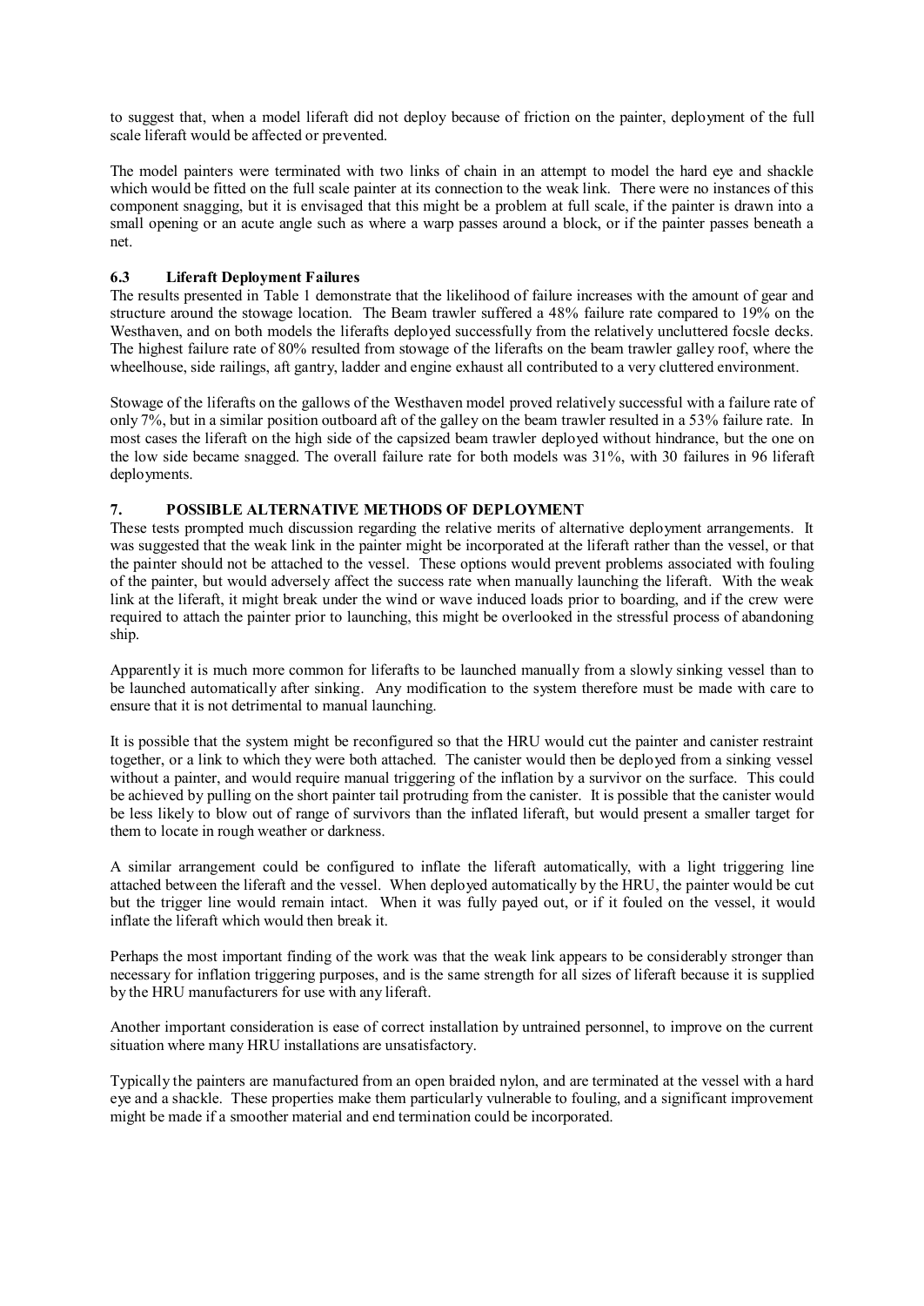to suggest that, when a model liferaft did not deploy because of friction on the painter, deployment of the full scale liferaft would be affected or prevented.

The model painters were terminated with two links of chain in an attempt to model the hard eye and shackle which would be fitted on the full scale painter at its connection to the weak link. There were no instances of this component snagging, but it is envisaged that this might be a problem at full scale, if the painter is drawn into a small opening or an acute angle such as where a warp passes around a block, or if the painter passes beneath a net.

### 6.3 Liferaft Deployment Failures

The results presented in Table 1 demonstrate that the likelihood of failure increases with the amount of gear and structure around the stowage location. The Beam trawler suffered a 48% failure rate compared to 19% on the Westhaven, and on both models the liferafts deployed successfully from the relatively uncluttered focsle decks. The highest failure rate of 80% resulted from stowage of the liferafts on the beam trawler galley roof, where the wheelhouse, side railings, aft gantry, ladder and engine exhaust all contributed to a very cluttered environment.

Stowage of the liferafts on the gallows of the Westhaven model proved relatively successful with a failure rate of only 7%, but in a similar position outboard aft of the galley on the beam trawler resulted in a 53% failure rate. In most cases the liferaft on the high side of the capsized beam trawler deployed without hindrance, but the one on the low side became snagged. The overall failure rate for both models was 31%, with 30 failures in 96 liferaft deployments.

## 7. POSSIBLE ALTERNATIVE METHODS OF DEPLOYMENT

These tests prompted much discussion regarding the relative merits of alternative deployment arrangements. It was suggested that the weak link in the painter might be incorporated at the liferaft rather than the vessel, or that the painter should not be attached to the vessel. These options would prevent problems associated with fouling of the painter, but would adversely affect the success rate when manually launching the liferaft. With the weak link at the liferaft, it might break under the wind or wave induced loads prior to boarding, and if the crew were required to attach the painter prior to launching, this might be overlooked in the stressful process of abandoning ship.

Apparently it is much more common for liferafts to be launched manually from a slowly sinking vessel than to be launched automatically after sinking. Any modification to the system therefore must be made with care to ensure that it is not detrimental to manual launching.

It is possible that the system might be reconfigured so that the HRU would cut the painter and canister restraint together, or a link to which they were both attached. The canister would then be deployed from a sinking vessel without a painter, and would require manual triggering of the inflation by a survivor on the surface. This could be achieved by pulling on the short painter tail protruding from the canister. It is possible that the canister would be less likely to blow out of range of survivors than the inflated liferaft, but would present a smaller target for them to locate in rough weather or darkness.

A similar arrangement could be configured to inflate the liferaft automatically, with a light triggering line attached between the liferaft and the vessel. When deployed automatically by the HRU, the painter would be cut but the trigger line would remain intact. When it was fully payed out, or if it fouled on the vessel, it would inflate the liferaft which would then break it.

Perhaps the most important finding of the work was that the weak link appears to be considerably stronger than necessary for inflation triggering purposes, and is the same strength for all sizes of liferaft because it is supplied by the HRU manufacturers for use with any liferaft.

Another important consideration is ease of correct installation by untrained personnel, to improve on the current situation where many HRU installations are unsatisfactory.

Typically the painters are manufactured from an open braided nylon, and are terminated at the vessel with a hard eye and a shackle. These properties make them particularly vulnerable to fouling, and a significant improvement might be made if a smoother material and end termination could be incorporated.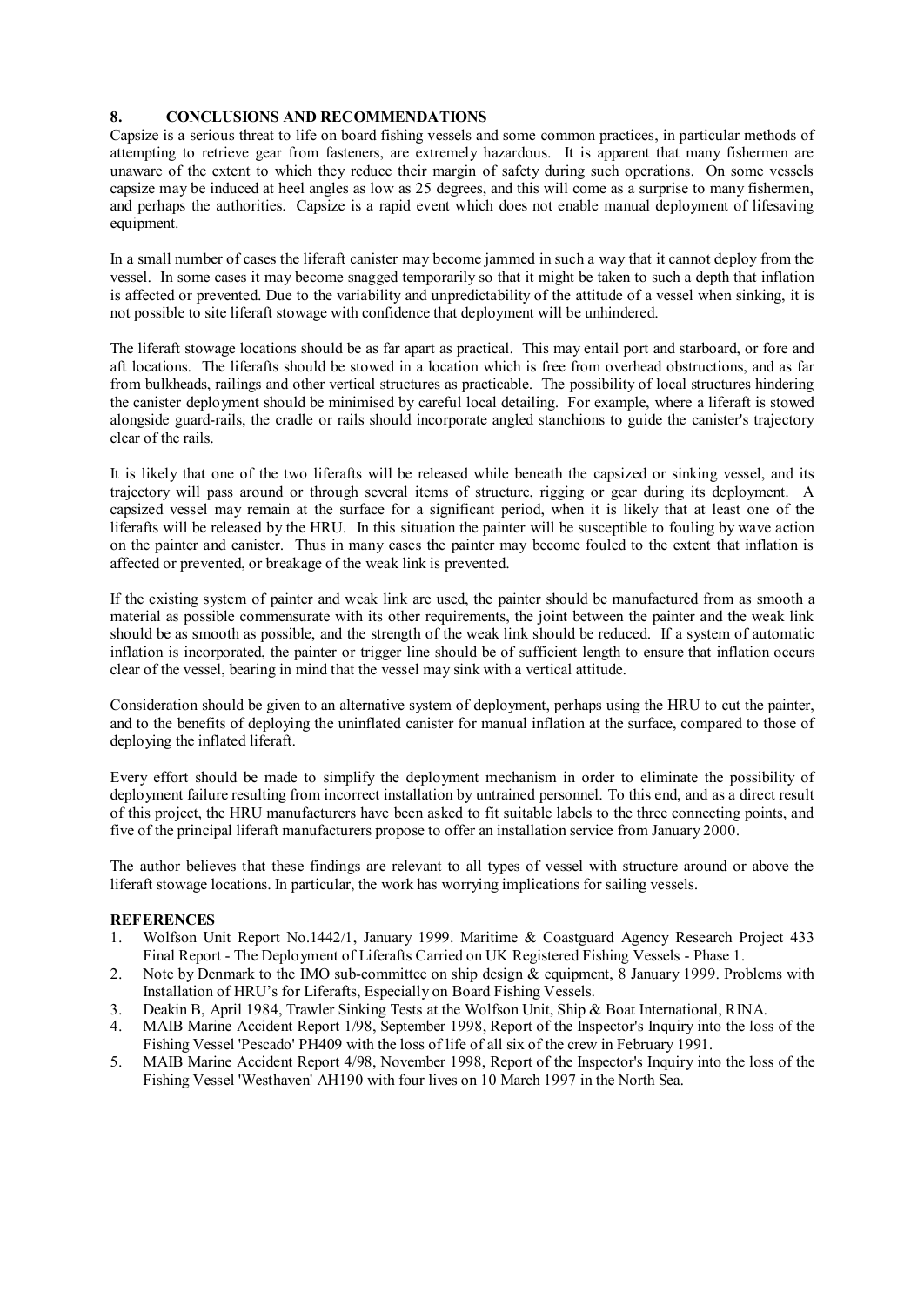## 8. CONCLUSIONS AND RECOMMENDATIONS

Capsize is a serious threat to life on board fishing vessels and some common practices, in particular methods of attempting to retrieve gear from fasteners, are extremely hazardous. It is apparent that many fishermen are unaware of the extent to which they reduce their margin of safety during such operations. On some vessels capsize may be induced at heel angles as low as 25 degrees, and this will come as a surprise to many fishermen, and perhaps the authorities. Capsize is a rapid event which does not enable manual deployment of lifesaving equipment.

In a small number of cases the liferaft canister may become jammed in such a way that it cannot deploy from the vessel. In some cases it may become snagged temporarily so that it might be taken to such a depth that inflation is affected or prevented. Due to the variability and unpredictability of the attitude of a vessel when sinking, it is not possible to site liferaft stowage with confidence that deployment will be unhindered.

The liferaft stowage locations should be as far apart as practical. This may entail port and starboard, or fore and aft locations. The liferafts should be stowed in a location which is free from overhead obstructions, and as far from bulkheads, railings and other vertical structures as practicable. The possibility of local structures hindering the canister deployment should be minimised by careful local detailing. For example, where a liferaft is stowed alongside guard-rails, the cradle or rails should incorporate angled stanchions to guide the canister's trajectory clear of the rails.

It is likely that one of the two liferafts will be released while beneath the capsized or sinking vessel, and its trajectory will pass around or through several items of structure, rigging or gear during its deployment. A capsized vessel may remain at the surface for a significant period, when it is likely that at least one of the liferafts will be released by the HRU. In this situation the painter will be susceptible to fouling by wave action on the painter and canister. Thus in many cases the painter may become fouled to the extent that inflation is affected or prevented, or breakage of the weak link is prevented.

If the existing system of painter and weak link are used, the painter should be manufactured from as smooth a material as possible commensurate with its other requirements, the joint between the painter and the weak link should be as smooth as possible, and the strength of the weak link should be reduced. If a system of automatic inflation is incorporated, the painter or trigger line should be of sufficient length to ensure that inflation occurs clear of the vessel, bearing in mind that the vessel may sink with a vertical attitude.

Consideration should be given to an alternative system of deployment, perhaps using the HRU to cut the painter, and to the benefits of deploying the uninflated canister for manual inflation at the surface, compared to those of deploying the inflated liferaft.

Every effort should be made to simplify the deployment mechanism in order to eliminate the possibility of deployment failure resulting from incorrect installation by untrained personnel. To this end, and as a direct result of this project, the HRU manufacturers have been asked to fit suitable labels to the three connecting points, and five of the principal liferaft manufacturers propose to offer an installation service from January 2000.

The author believes that these findings are relevant to all types of vessel with structure around or above the liferaft stowage locations. In particular, the work has worrying implications for sailing vessels.

## REFERENCES

1. Wolfson Unit Report No.1442/1, January 1999. Maritime & Coastguard Agency Research Project 433 Final Report - The Deployment of Liferafts Carried on UK Registered Fishing Vessels - Phase 1.
2. Note by Denmark to the IMO sub-committee on ship design & equipment, 8 January 1999. Problems with Installation of HRU's for Liferafts, Especially on Board Fishing Vessels.
3. Deakin B, April 1984, Trawler Sinking Tests at the Wolfson Unit, Ship & Boat International, RINA.
4. MAIB Marine Accident Report 1/98, September 1998, Report of the Inspector's Inquiry into the loss of the Fishing Vessel 'Pescado' PH409 with the loss of life of all six of the crew in February 1991.
5. MAIB Marine Accident Report 4/98, November 1998, Report of the Inspector's Inquiry into the loss of the Fishing Vessel 'Westhaven' AH190 with four lives on 10 March 1997 in the North Sea.